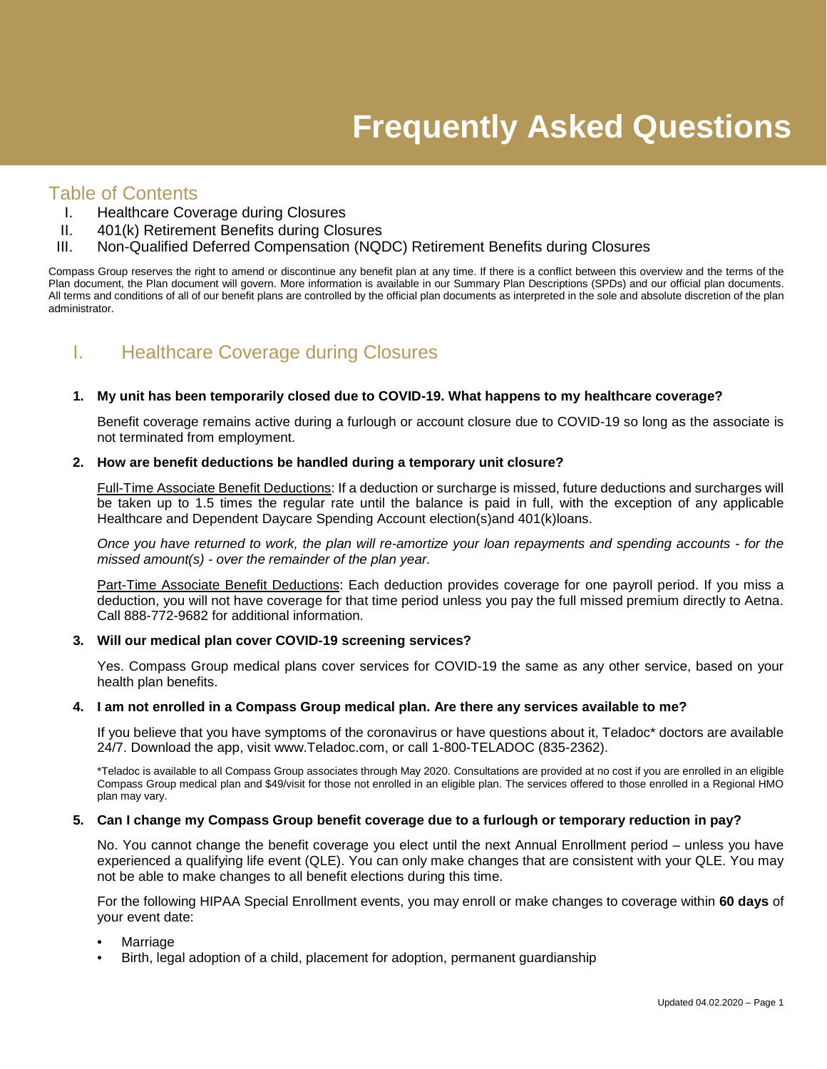# Frequently Asked Questions

## Table of Contents

I. Healthcare Coverage during Closures
II. 401(k) Retirement Benefits during Closures
III. Non-Qualified Deferred Compensation (NQDC) Retirement Benefits during Closures

Compass Group reserves the right to amend or discontinue any benefit plan at any time. If there is a conflict between this overview and the terms of the Plan document, the Plan document will govern. More information is available in our Summary Plan Descriptions (SPDs) and our official plan documents. All terms and conditions of all of our benefit plans are controlled by the official plan documents as interpreted in the sole and absolute discretion of the plan administrator.

## I. Healthcare Coverage during Closures

**1. My unit has been temporarily closed due to COVID-19. What happens to my healthcare coverage?**

Benefit coverage remains active during a furlough or account closure due to COVID-19 so long as the associate is not terminated from employment.

**2. How are benefit deductions be handled during a temporary unit closure?**

<u>Full-Time Associate Benefit Deductions</u>: If a deduction or surcharge is missed, future deductions and surcharges will be taken up to 1.5 times the regular rate until the balance is paid in full, with the exception of any applicable Healthcare and Dependent Daycare Spending Account election(s)and 401(k)loans.

*Once you have returned to work, the plan will re-amortize your loan repayments and spending accounts - for the missed amount(s) - over the remainder of the plan year.*

<u>Part-Time Associate Benefit Deductions</u>: Each deduction provides coverage for one payroll period. If you miss a deduction, you will not have coverage for that time period unless you pay the full missed premium directly to Aetna. Call 888-772-9682 for additional information.

**3. Will our medical plan cover COVID-19 screening services?**

Yes. Compass Group medical plans cover services for COVID-19 the same as any other service, based on your health plan benefits.

**4. I am not enrolled in a Compass Group medical plan. Are there any services available to me?**

If you believe that you have symptoms of the coronavirus or have questions about it, Teladoc* doctors are available 24/7. Download the app, visit www.Teladoc.com, or call 1-800-TELADOC (835-2362).

*Teladoc is available to all Compass Group associates through May 2020. Consultations are provided at no cost if you are enrolled in an eligible Compass Group medical plan and $49/visit for those not enrolled in an eligible plan. The services offered to those enrolled in a Regional HMO plan may vary.

**5. Can I change my Compass Group benefit coverage due to a furlough or temporary reduction in pay?**

No. You cannot change the benefit coverage you elect until the next Annual Enrollment period – unless you have experienced a qualifying life event (QLE). You can only make changes that are consistent with your QLE. You may not be able to make changes to all benefit elections during this time.

For the following HIPAA Special Enrollment events, you may enroll or make changes to coverage within **60 days** of your event date:

- Marriage
- Birth, legal adoption of a child, placement for adoption, permanent guardianship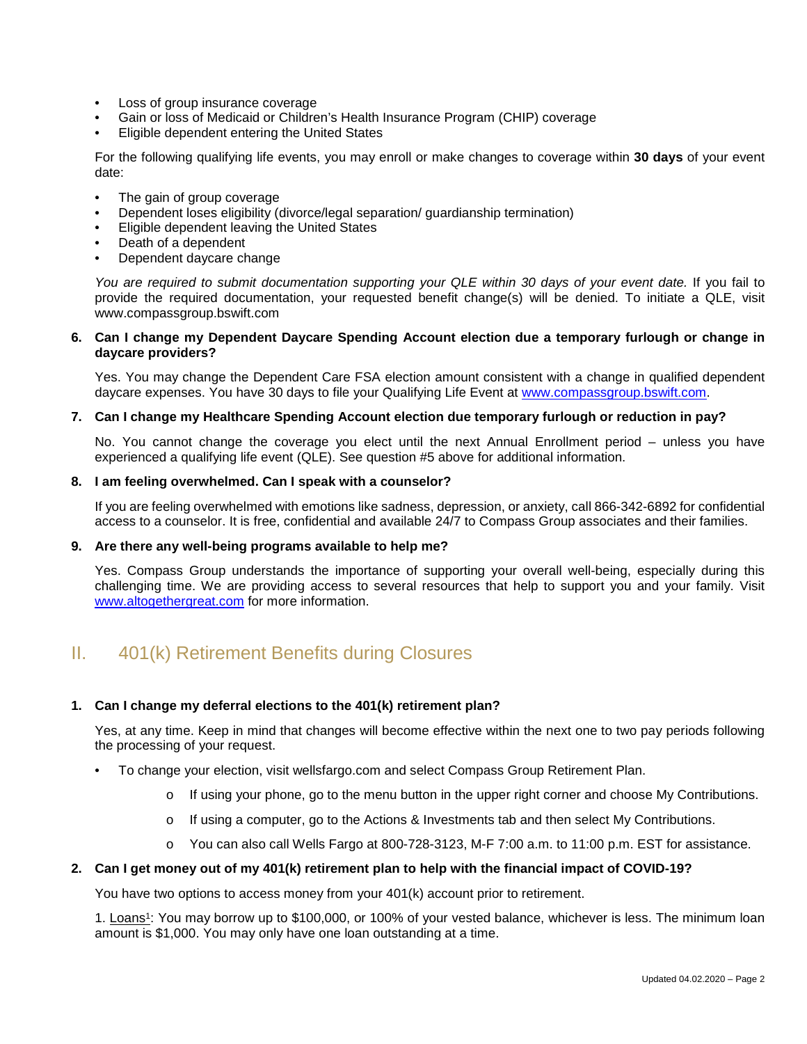- Loss of group insurance coverage
- Gain or loss of Medicaid or Children's Health Insurance Program (CHIP) coverage
- Eligible dependent entering the United States

For the following qualifying life events, you may enroll or make changes to coverage within **30 days** of your event date:

- The gain of group coverage
- Dependent loses eligibility (divorce/legal separation/ guardianship termination)
- Eligible dependent leaving the United States
- Death of a dependent
- Dependent daycare change

*You are required to submit documentation supporting your QLE within 30 days of your event date.* If you fail to provide the required documentation, your requested benefit change(s) will be denied. To initiate a QLE, visit www.compassgroup.bswift.com

**6. Can I change my Dependent Daycare Spending Account election due a temporary furlough or change in daycare providers?**

Yes. You may change the Dependent Care FSA election amount consistent with a change in qualified dependent daycare expenses. You have 30 days to file your Qualifying Life Event at www.compassgroup.bswift.com.

**7. Can I change my Healthcare Spending Account election due temporary furlough or reduction in pay?**

No. You cannot change the coverage you elect until the next Annual Enrollment period – unless you have experienced a qualifying life event (QLE). See question #5 above for additional information.

**8. I am feeling overwhelmed. Can I speak with a counselor?**

If you are feeling overwhelmed with emotions like sadness, depression, or anxiety, call 866-342-6892 for confidential access to a counselor. It is free, confidential and available 24/7 to Compass Group associates and their families.

**9. Are there any well-being programs available to help me?**

Yes. Compass Group understands the importance of supporting your overall well-being, especially during this challenging time. We are providing access to several resources that help to support you and your family. Visit www.altogethergreat.com for more information.

## II. 401(k) Retirement Benefits during Closures

**1. Can I change my deferral elections to the 401(k) retirement plan?**

Yes, at any time. Keep in mind that changes will become effective within the next one to two pay periods following the processing of your request.

- To change your election, visit wellsfargo.com and select Compass Group Retirement Plan.
    - If using your phone, go to the menu button in the upper right corner and choose My Contributions.
    - If using a computer, go to the Actions & Investments tab and then select My Contributions.
    - You can also call Wells Fargo at 800-728-3123, M-F 7:00 a.m. to 11:00 p.m. EST for assistance.

**2. Can I get money out of my 401(k) retirement plan to help with the financial impact of COVID-19?**

You have two options to access money from your 401(k) account prior to retirement.

1. Loans[1]: You may borrow up to $100,000, or 100% of your vested balance, whichever is less. The minimum loan amount is $1,000. You may only have one loan outstanding at a time.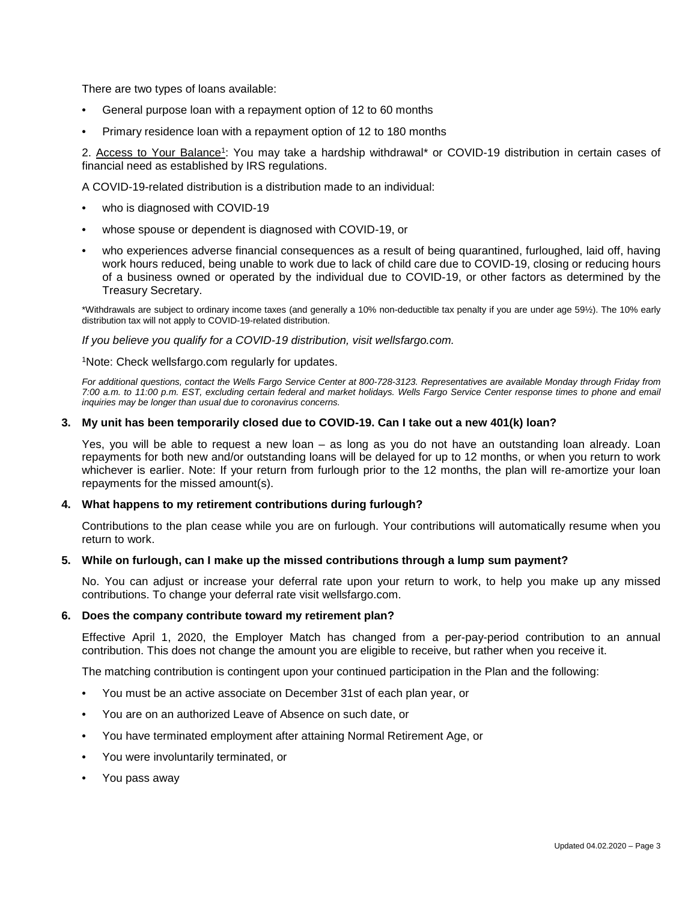There are two types of loans available:

- General purpose loan with a repayment option of 12 to 60 months
- Primary residence loan with a repayment option of 12 to 180 months

2. Access to Your Balance[1]: You may take a hardship withdrawal* or COVID-19 distribution in certain cases of financial need as established by IRS regulations.

A COVID-19-related distribution is a distribution made to an individual:

- who is diagnosed with COVID-19
- whose spouse or dependent is diagnosed with COVID-19, or
- who experiences adverse financial consequences as a result of being quarantined, furloughed, laid off, having work hours reduced, being unable to work due to lack of child care due to COVID-19, closing or reducing hours of a business owned or operated by the individual due to COVID-19, or other factors as determined by the Treasury Secretary.

*Withdrawals are subject to ordinary income taxes (and generally a 10% non-deductible tax penalty if you are under age 59½). The 10% early distribution tax will not apply to COVID-19-related distribution.

*If you believe you qualify for a COVID-19 distribution, visit wellsfargo.com.*

[1]Note: Check wellsfargo.com regularly for updates.

*For additional questions, contact the Wells Fargo Service Center at 800-728-3123. Representatives are available Monday through Friday from 7:00 a.m. to 11:00 p.m. EST, excluding certain federal and market holidays. Wells Fargo Service Center response times to phone and email inquiries may be longer than usual due to coronavirus concerns.*

**3. My unit has been temporarily closed due to COVID-19. Can I take out a new 401(k) loan?**

Yes, you will be able to request a new loan – as long as you do not have an outstanding loan already. Loan repayments for both new and/or outstanding loans will be delayed for up to 12 months, or when you return to work whichever is earlier. Note: If your return from furlough prior to the 12 months, the plan will re-amortize your loan repayments for the missed amount(s).

**4. What happens to my retirement contributions during furlough?**

Contributions to the plan cease while you are on furlough. Your contributions will automatically resume when you return to work.

**5. While on furlough, can I make up the missed contributions through a lump sum payment?**

No. You can adjust or increase your deferral rate upon your return to work, to help you make up any missed contributions. To change your deferral rate visit wellsfargo.com.

**6. Does the company contribute toward my retirement plan?**

Effective April 1, 2020, the Employer Match has changed from a per-pay-period contribution to an annual contribution. This does not change the amount you are eligible to receive, but rather when you receive it.

The matching contribution is contingent upon your continued participation in the Plan and the following:

- You must be an active associate on December 31st of each plan year, or
- You are on an authorized Leave of Absence on such date, or
- You have terminated employment after attaining Normal Retirement Age, or
- You were involuntarily terminated, or
- You pass away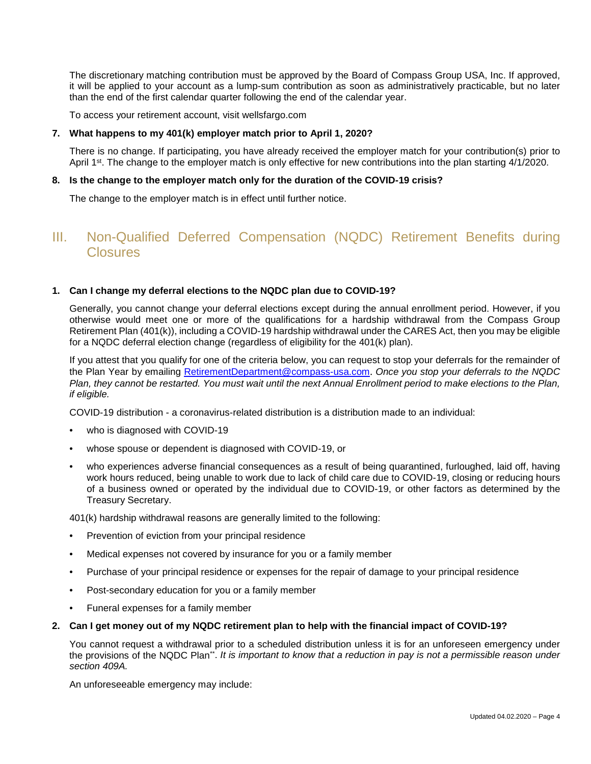The discretionary matching contribution must be approved by the Board of Compass Group USA, Inc. If approved, it will be applied to your account as a lump-sum contribution as soon as administratively practicable, but no later than the end of the first calendar quarter following the end of the calendar year.

To access your retirement account, visit wellsfargo.com

**7. What happens to my 401(k) employer match prior to April 1, 2020?**

There is no change. If participating, you have already received the employer match for your contribution(s) prior to April 1st. The change to the employer match is only effective for new contributions into the plan starting 4/1/2020.

**8. Is the change to the employer match only for the duration of the COVID-19 crisis?**

The change to the employer match is in effect until further notice.

## III. Non-Qualified Deferred Compensation (NQDC) Retirement Benefits during Closures

**1. Can I change my deferral elections to the NQDC plan due to COVID-19?**

Generally, you cannot change your deferral elections except during the annual enrollment period. However, if you otherwise would meet one or more of the qualifications for a hardship withdrawal from the Compass Group Retirement Plan (401(k)), including a COVID-19 hardship withdrawal under the CARES Act, then you may be eligible for a NQDC deferral election change (regardless of eligibility for the 401(k) plan).

If you attest that you qualify for one of the criteria below, you can request to stop your deferrals for the remainder of the Plan Year by emailing RetirementDepartment@compass-usa.com. *Once you stop your deferrals to the NQDC Plan, they cannot be restarted. You must wait until the next Annual Enrollment period to make elections to the Plan, if eligible.*

COVID-19 distribution - a coronavirus-related distribution is a distribution made to an individual:

- who is diagnosed with COVID-19
- whose spouse or dependent is diagnosed with COVID-19, or
- who experiences adverse financial consequences as a result of being quarantined, furloughed, laid off, having work hours reduced, being unable to work due to lack of child care due to COVID-19, closing or reducing hours of a business owned or operated by the individual due to COVID-19, or other factors as determined by the Treasury Secretary.

401(k) hardship withdrawal reasons are generally limited to the following:

- Prevention of eviction from your principal residence
- Medical expenses not covered by insurance for you or a family member
- Purchase of your principal residence or expenses for the repair of damage to your principal residence
- Post-secondary education for you or a family member
- Funeral expenses for a family member

**2. Can I get money out of my NQDC retirement plan to help with the financial impact of COVID-19?**

You cannot request a withdrawal prior to a scheduled distribution unless it is for an unforeseen emergency under the provisions of the NQDC Plan**. *It is important to know that a reduction in pay is not a permissible reason under section 409A.*

An unforeseeable emergency may include: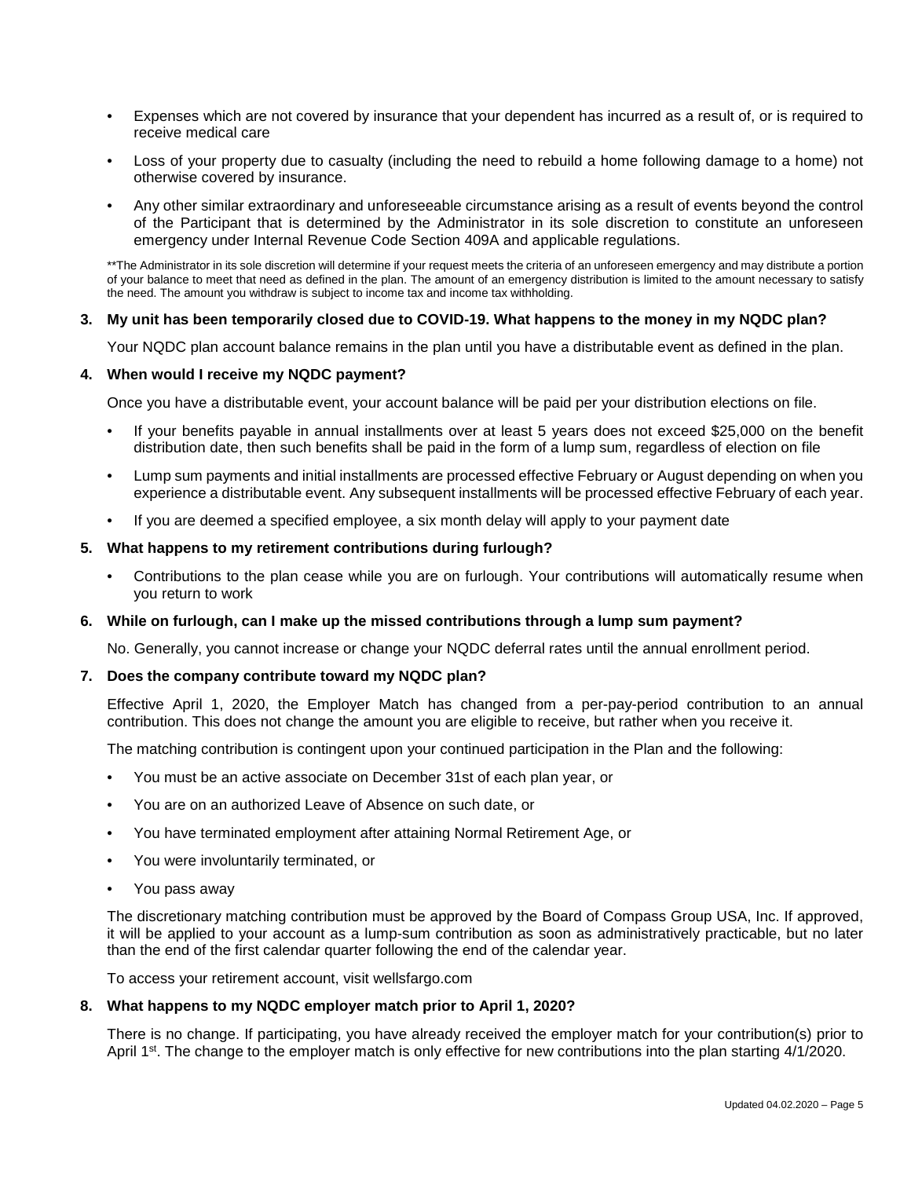- Expenses which are not covered by insurance that your dependent has incurred as a result of, or is required to receive medical care
- Loss of your property due to casualty (including the need to rebuild a home following damage to a home) not otherwise covered by insurance.
- Any other similar extraordinary and unforeseeable circumstance arising as a result of events beyond the control of the Participant that is determined by the Administrator in its sole discretion to constitute an unforeseen emergency under Internal Revenue Code Section 409A and applicable regulations.

**The Administrator in its sole discretion will determine if your request meets the criteria of an unforeseen emergency and may distribute a portion of your balance to meet that need as defined in the plan. The amount of an emergency distribution is limited to the amount necessary to satisfy the need. The amount you withdraw is subject to income tax and income tax withholding.

**3. My unit has been temporarily closed due to COVID-19. What happens to the money in my NQDC plan?**

Your NQDC plan account balance remains in the plan until you have a distributable event as defined in the plan.

**4. When would I receive my NQDC payment?**

Once you have a distributable event, your account balance will be paid per your distribution elections on file.

- If your benefits payable in annual installments over at least 5 years does not exceed $25,000 on the benefit distribution date, then such benefits shall be paid in the form of a lump sum, regardless of election on file
- Lump sum payments and initial installments are processed effective February or August depending on when you experience a distributable event. Any subsequent installments will be processed effective February of each year.
- If you are deemed a specified employee, a six month delay will apply to your payment date

**5. What happens to my retirement contributions during furlough?**

- Contributions to the plan cease while you are on furlough. Your contributions will automatically resume when you return to work

**6. While on furlough, can I make up the missed contributions through a lump sum payment?**

No. Generally, you cannot increase or change your NQDC deferral rates until the annual enrollment period.

**7. Does the company contribute toward my NQDC plan?**

Effective April 1, 2020, the Employer Match has changed from a per-pay-period contribution to an annual contribution. This does not change the amount you are eligible to receive, but rather when you receive it.

The matching contribution is contingent upon your continued participation in the Plan and the following:

- You must be an active associate on December 31st of each plan year, or
- You are on an authorized Leave of Absence on such date, or
- You have terminated employment after attaining Normal Retirement Age, or
- You were involuntarily terminated, or
- You pass away

The discretionary matching contribution must be approved by the Board of Compass Group USA, Inc. If approved, it will be applied to your account as a lump-sum contribution as soon as administratively practicable, but no later than the end of the first calendar quarter following the end of the calendar year.

To access your retirement account, visit wellsfargo.com

**8. What happens to my NQDC employer match prior to April 1, 2020?**

There is no change. If participating, you have already received the employer match for your contribution(s) prior to April 1st. The change to the employer match is only effective for new contributions into the plan starting 4/1/2020.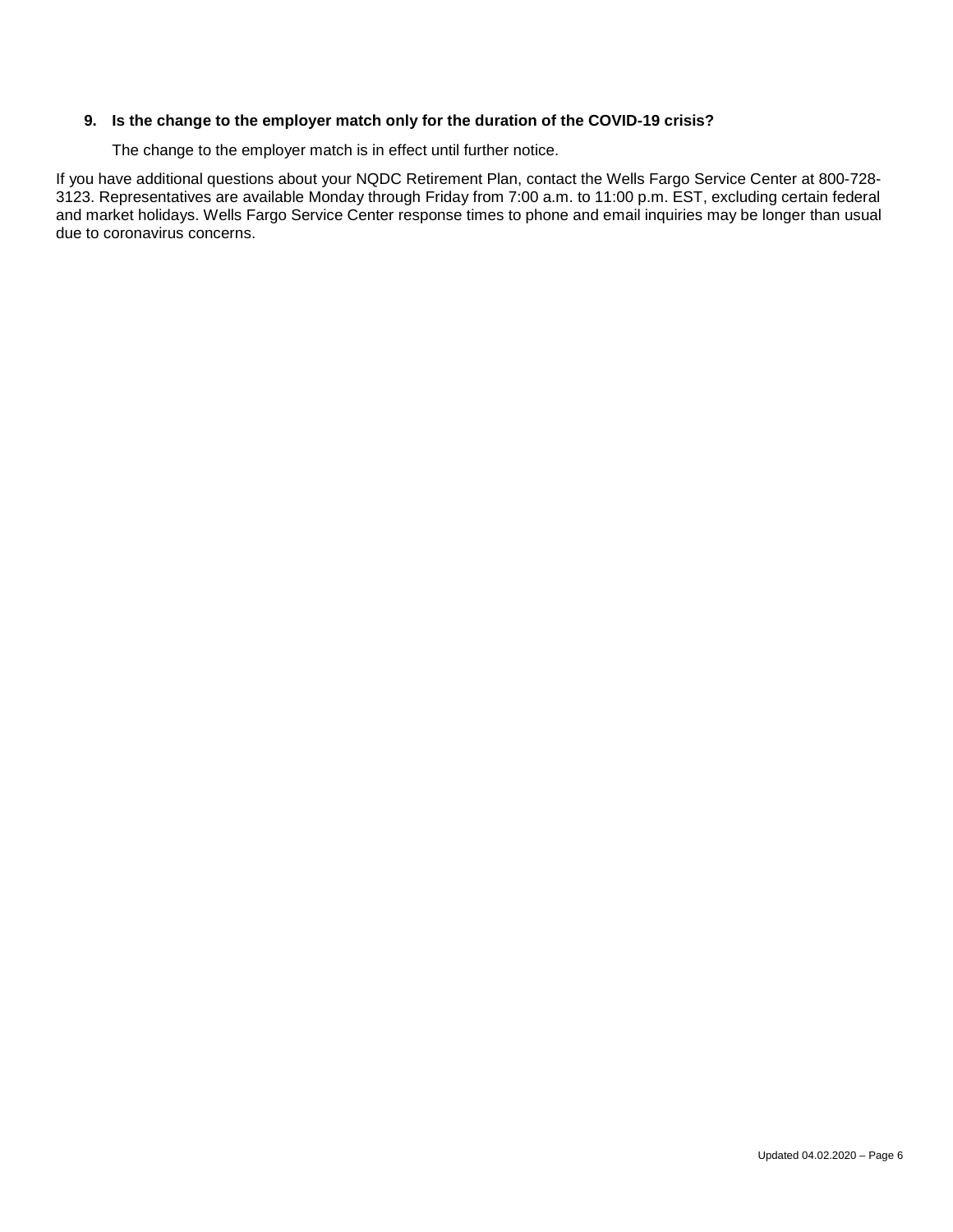**9. Is the change to the employer match only for the duration of the COVID-19 crisis?**

The change to the employer match is in effect until further notice.

If you have additional questions about your NQDC Retirement Plan, contact the Wells Fargo Service Center at 800-728-3123. Representatives are available Monday through Friday from 7:00 a.m. to 11:00 p.m. EST, excluding certain federal and market holidays. Wells Fargo Service Center response times to phone and email inquiries may be longer than usual due to coronavirus concerns.